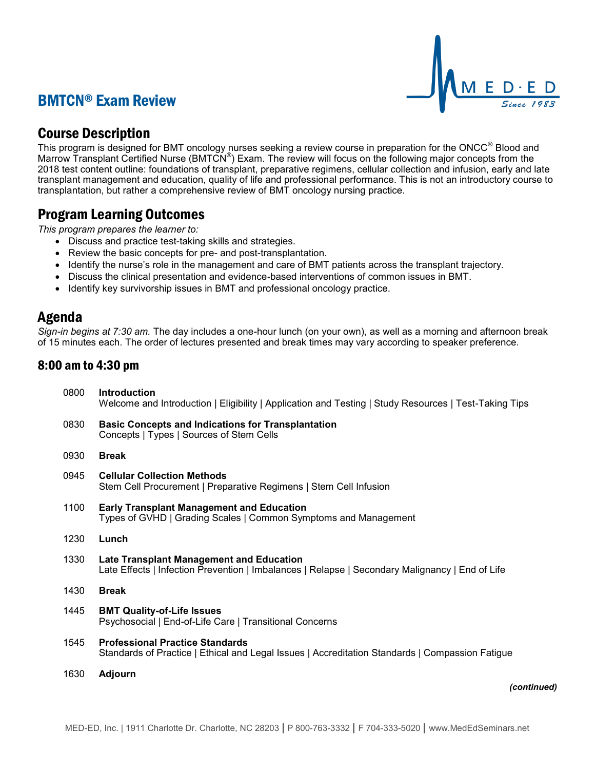# BMTCN® Exam Review

## Course Description

This program is designed for BMT oncology nurses seeking a review course in preparation for the ONCC® Blood and Marrow Transplant Certified Nurse (BMTCN®) Exam. The review will focus on the following major concepts from the 2018 test content outline: foundations of transplant, preparative regimens, cellular collection and infusion, early and late transplant management and education, quality of life and professional performance. This is not an introductory course to transplantation, but rather a comprehensive review of BMT oncology nursing practice.

## Program Learning Outcomes

*This program prepares the learner to:*

- Discuss and practice test-taking skills and strategies.
- Review the basic concepts for pre- and post-transplantation.
- Identify the nurse's role in the management and care of BMT patients across the transplant trajectory.
- Discuss the clinical presentation and evidence-based interventions of common issues in BMT.
- Identify key survivorship issues in BMT and professional oncology practice.

## Agenda

*Sign-in begins at 7:30 am.* The day includes a one-hour lunch (on your own), as well as a morning and afternoon break of 15 minutes each. The order of lectures presented and break times may vary according to speaker preference.

### 8:00 am to 4:30 pm

0800 **Introduction**
Welcome and Introduction | Eligibility | Application and Testing | Study Resources | Test-Taking Tips

0830 **Basic Concepts and Indications for Transplantation**
Concepts | Types | Sources of Stem Cells

0930 **Break**

0945 **Cellular Collection Methods**
Stem Cell Procurement | Preparative Regimens | Stem Cell Infusion

1100 **Early Transplant Management and Education**
Types of GVHD | Grading Scales | Common Symptoms and Management

1230 **Lunch**

1330 **Late Transplant Management and Education**
Late Effects | Infection Prevention | Imbalances | Relapse | Secondary Malignancy | End of Life

1430 **Break**

1445 **BMT Quality-of-Life Issues**
Psychosocial | End-of-Life Care | Transitional Concerns

1545 **Professional Practice Standards**
Standards of Practice | Ethical and Legal Issues | Accreditation Standards | Compassion Fatigue

1630 **Adjourn**

***(continued)***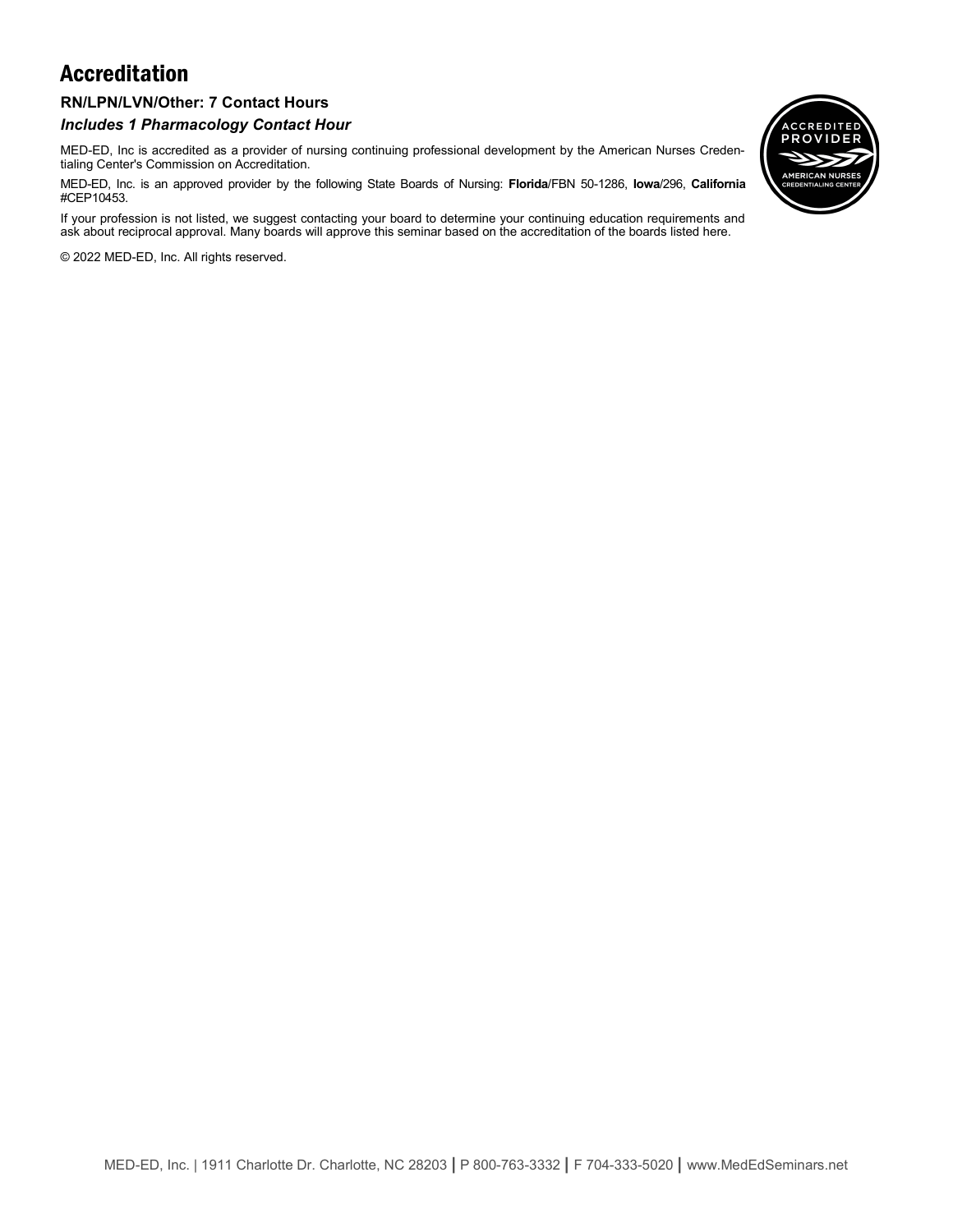# Accreditation

**RN/LPN/LVN/Other: 7 Contact Hours**

***Includes 1 Pharmacology Contact Hour***

MED-ED, Inc is accredited as a provider of nursing continuing professional development by the American Nurses Credentialing Center's Commission on Accreditation.

MED-ED, Inc. is an approved provider by the following State Boards of Nursing: **Florida**/FBN 50-1286, **Iowa**/296, **California** #CEP10453.

If your profession is not listed, we suggest contacting your board to determine your continuing education requirements and ask about reciprocal approval. Many boards will approve this seminar based on the accreditation of the boards listed here.

© 2022 MED-ED, Inc. All rights reserved.

MED-ED, Inc. | 1911 Charlotte Dr. Charlotte, NC 28203 | P 800-763-3332 | F 704-333-5020 | www.MedEdSeminars.net